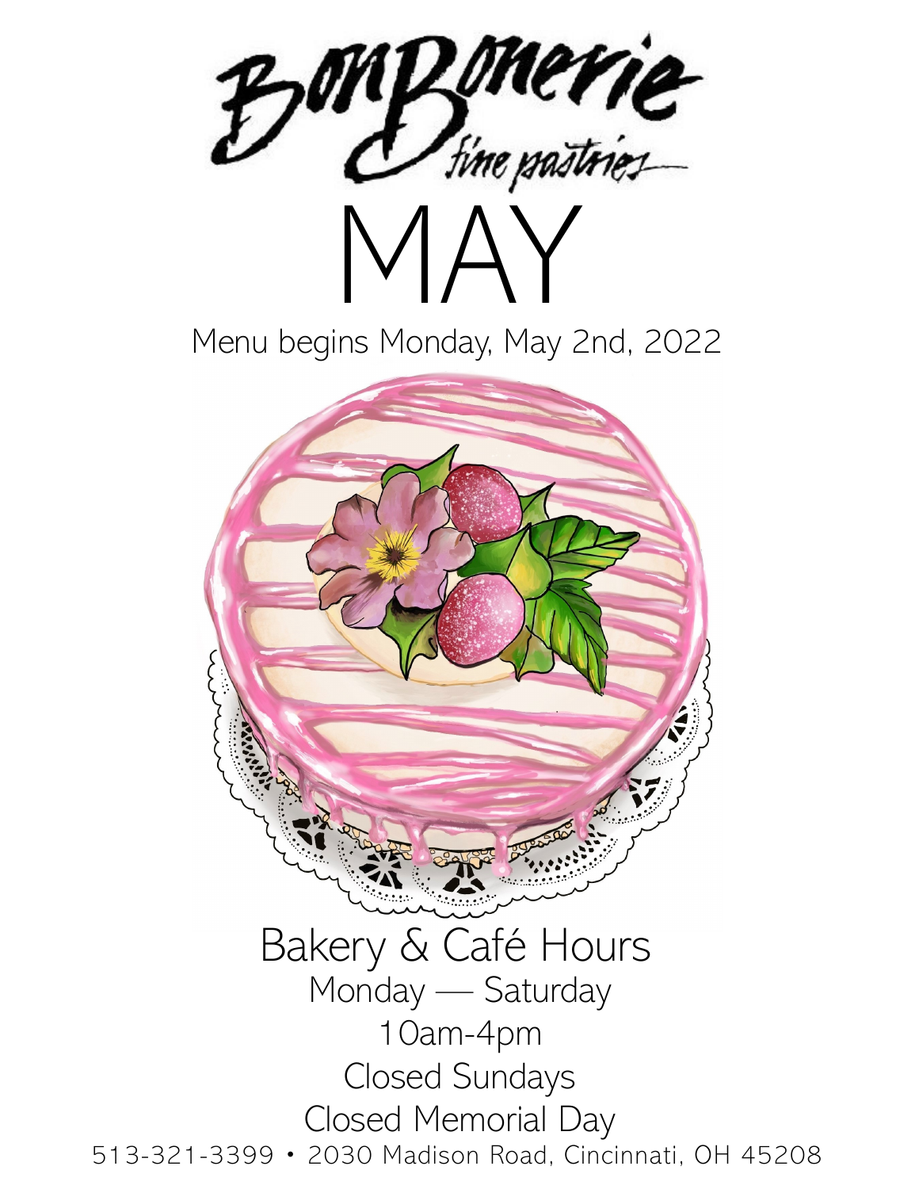# BonBonerie

*fine pastries*

# MAY

Menu begins Monday, May 2nd, 2022

## Bakery & Café Hours

Monday — Saturday

10am-4pm

Closed Sundays

Closed Memorial Day

513-321-3399 • 2030 Madison Road, Cincinnati, OH 45208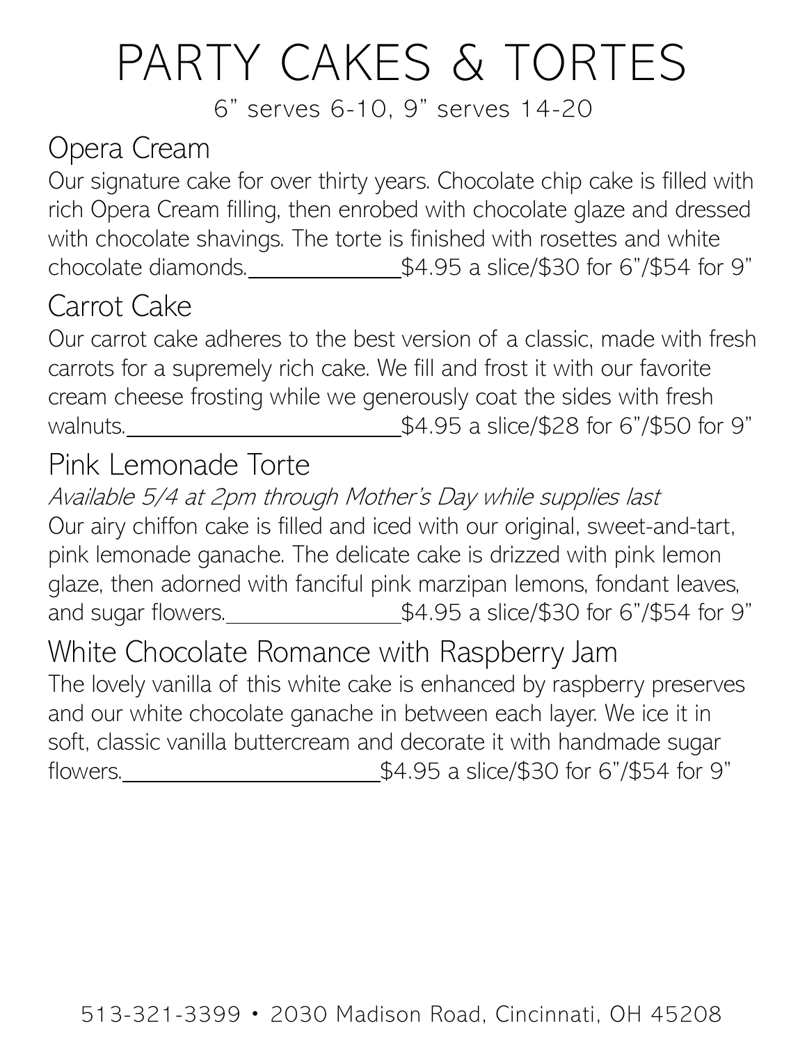# PARTY CAKES & TORTES

6" serves 6-10, 9" serves 14-20

## Opera Cream

Our signature cake for over thirty years. Chocolate chip cake is filled with rich Opera Cream filling, then enrobed with chocolate glaze and dressed with chocolate shavings. The torte is finished with rosettes and white chocolate diamonds. $4.95 a slice/$30 for 6"/$54 for 9"

## Carrot Cake

Our carrot cake adheres to the best version of a classic, made with fresh carrots for a supremely rich cake. We fill and frost it with our favorite cream cheese frosting while we generously coat the sides with fresh walnuts. $4.95 a slice/$28 for 6"/$50 for 9"

## Pink Lemonade Torte

*Available 5/4 at 2pm through Mother's Day while supplies last*

Our airy chiffon cake is filled and iced with our original, sweet-and-tart, pink lemonade ganache. The delicate cake is drizzed with pink lemon glaze, then adorned with fanciful pink marzipan lemons, fondant leaves, and sugar flowers. $4.95 a slice/$30 for 6"/$54 for 9"

## White Chocolate Romance with Raspberry Jam

The lovely vanilla of this white cake is enhanced by raspberry preserves and our white chocolate ganache in between each layer. We ice it in soft, classic vanilla buttercream and decorate it with handmade sugar flowers. $4.95 a slice/$30 for 6"/$54 for 9"

513-321-3399 • 2030 Madison Road, Cincinnati, OH 45208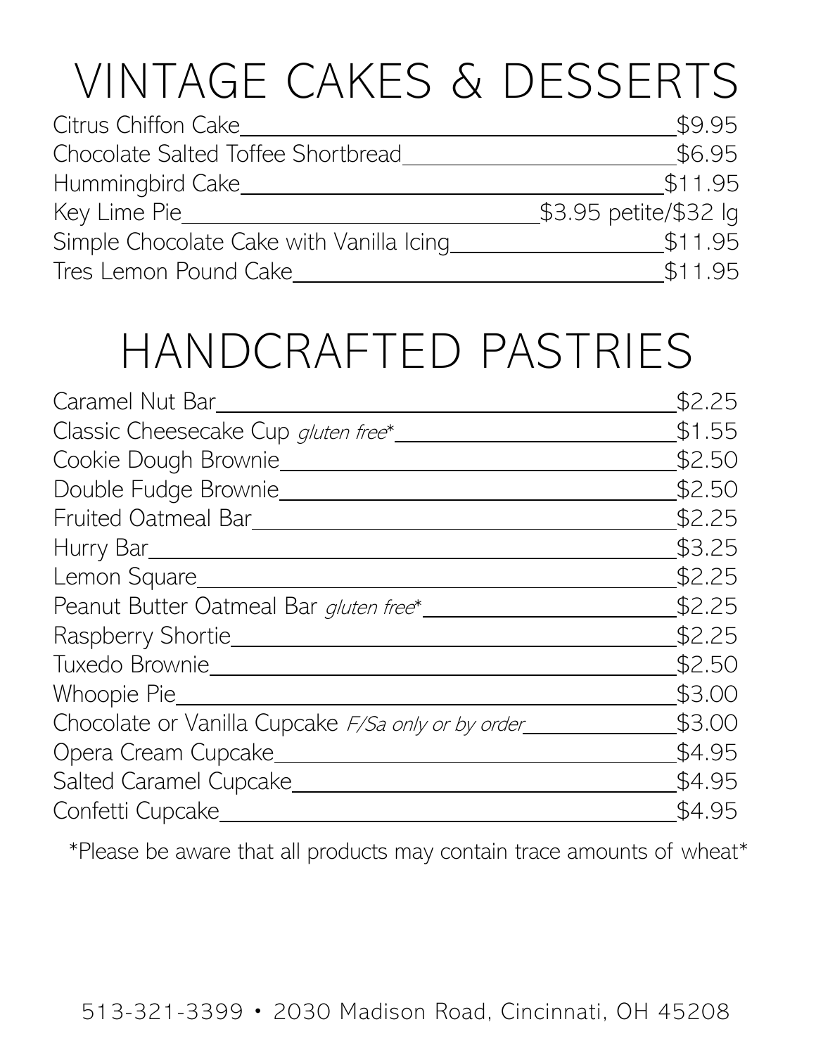# VINTAGE CAKES & DESSERTS

| Item | Price |
| --- | --- |
| Citrus Chiffon Cake | $9.95 |
| Chocolate Salted Toffee Shortbread | $6.95 |
| Hummingbird Cake | $11.95 |
| Key Lime Pie | $3.95 petite/$32 lg |
| Simple Chocolate Cake with Vanilla Icing | $11.95 |
| Tres Lemon Pound Cake | $11.95 |

# HANDCRAFTED PASTRIES

| Item | Price |
| --- | --- |
| Caramel Nut Bar | $2.25 |
| Classic Cheesecake Cup *gluten free** | $1.55 |
| Cookie Dough Brownie | $2.50 |
| Double Fudge Brownie | $2.50 |
| Fruited Oatmeal Bar | $2.25 |
| Hurry Bar | $3.25 |
| Lemon Square | $2.25 |
| Peanut Butter Oatmeal Bar *gluten free** | $2.25 |
| Raspberry Shortie | $2.25 |
| Tuxedo Brownie | $2.50 |
| Whoopie Pie | $3.00 |
| Chocolate or Vanilla Cupcake *F/Sa only or by order* | $3.00 |
| Opera Cream Cupcake | $4.95 |
| Salted Caramel Cupcake | $4.95 |
| Confetti Cupcake | $4.95 |

*Please be aware that all products may contain trace amounts of wheat*

513-321-3399 • 2030 Madison Road, Cincinnati, OH 45208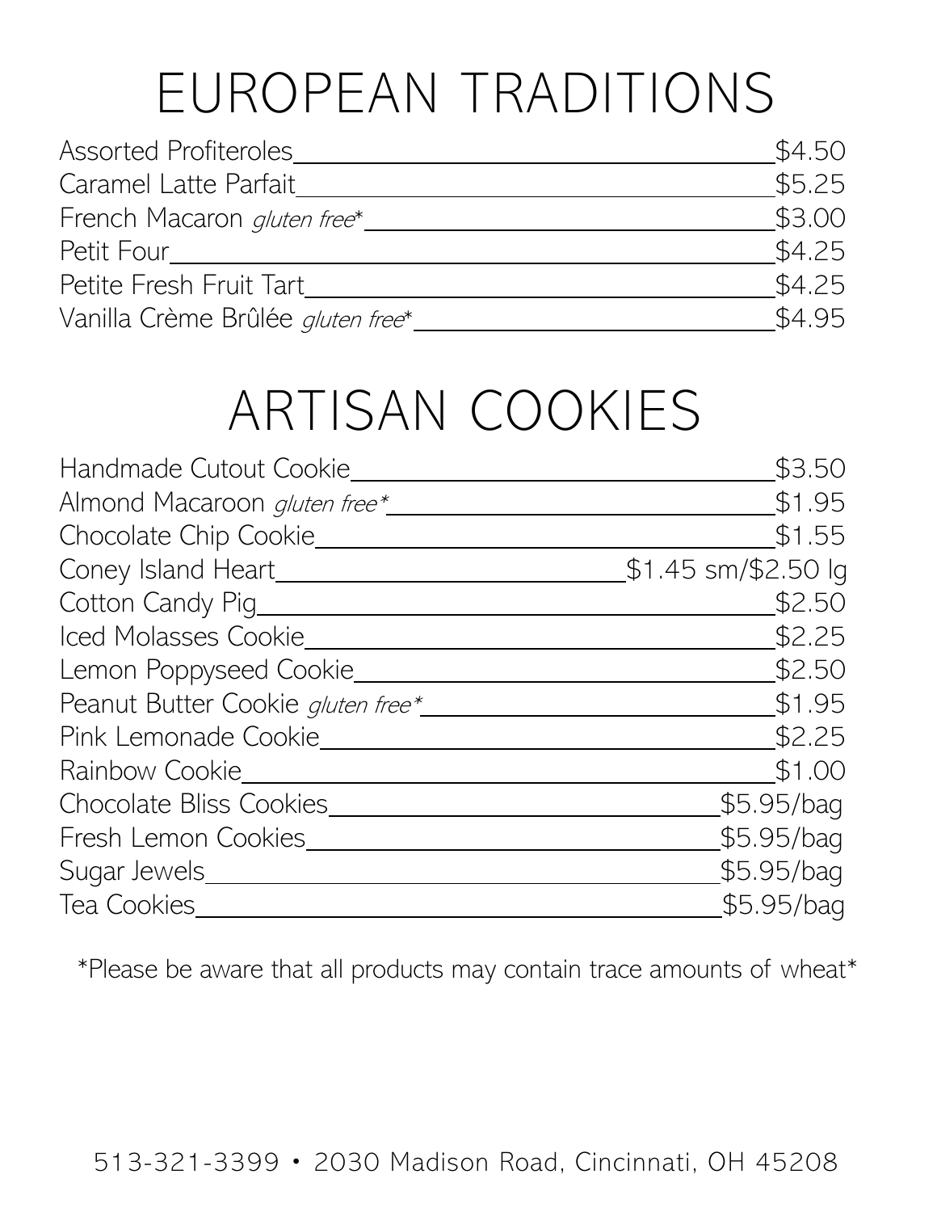# EUROPEAN TRADITIONS

| Item | Price |
| --- | --- |
| Assorted Profiteroles | $4.50 |
| Caramel Latte Parfait | $5.25 |
| French Macaron *gluten free** | $3.00 |
| Petit Four | $4.25 |
| Petite Fresh Fruit Tart | $4.25 |
| Vanilla Crème Brûlée *gluten free** | $4.95 |

# ARTISAN COOKIES

| Item | Price |
| --- | --- |
| Handmade Cutout Cookie | $3.50 |
| Almond Macaroon *gluten free** | $1.95 |
| Chocolate Chip Cookie | $1.55 |
| Coney Island Heart | $1.45 sm/$2.50 lg |
| Cotton Candy Pig | $2.50 |
| Iced Molasses Cookie | $2.25 |
| Lemon Poppyseed Cookie | $2.50 |
| Peanut Butter Cookie *gluten free** | $1.95 |
| Pink Lemonade Cookie | $2.25 |
| Rainbow Cookie | $1.00 |
| Chocolate Bliss Cookies | $5.95/bag |
| Fresh Lemon Cookies | $5.95/bag |
| Sugar Jewels | $5.95/bag |
| Tea Cookies | $5.95/bag |

*Please be aware that all products may contain trace amounts of wheat*

513-321-3399 • 2030 Madison Road, Cincinnati, OH 45208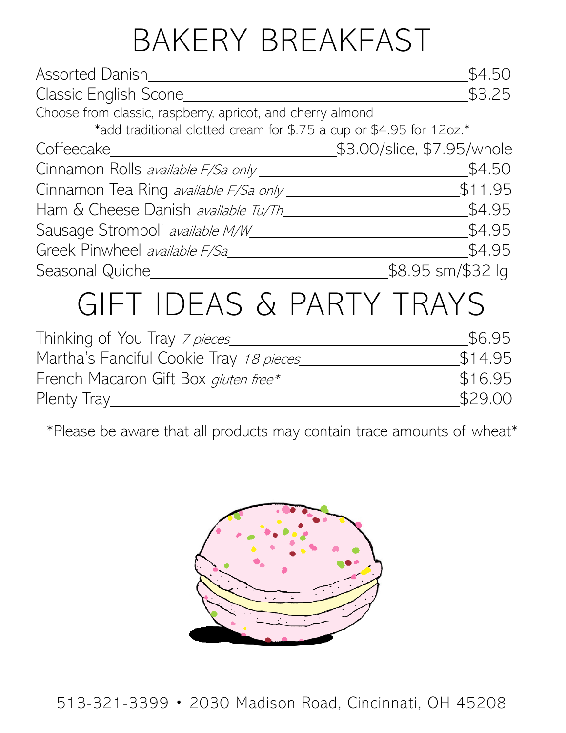# BAKERY BREAKFAST

| | |
|---|---|
| Assorted Danish | $4.50 |
| Classic English Scone | $3.25 |

Choose from classic, raspberry, apricot, and cherry almond

*add traditional clotted cream for $.75 a cup or $4.95 for 12oz.*

| | |
|---|---|
| Coffeecake | $3.00/slice, $7.95/whole |
| Cinnamon Rolls *available F/Sa only* | $4.50 |
| Cinnamon Tea Ring *available F/Sa only* | $11.95 |
| Ham & Cheese Danish *available Tu/Th* | $4.95 |
| Sausage Stromboli *available M/W* | $4.95 |
| Greek Pinwheel *available F/Sa* | $4.95 |
| Seasonal Quiche | $8.95 sm/$32 lg |

# GIFT IDEAS & PARTY TRAYS

| | |
|---|---|
| Thinking of You Tray *7 pieces* | $6.95 |
| Martha's Fanciful Cookie Tray *18 pieces* | $14.95 |
| French Macaron Gift Box *gluten free** | $16.95 |
| Plenty Tray | $29.00 |

*Please be aware that all products may contain trace amounts of wheat*

513-321-3399 • 2030 Madison Road, Cincinnati, OH 45208